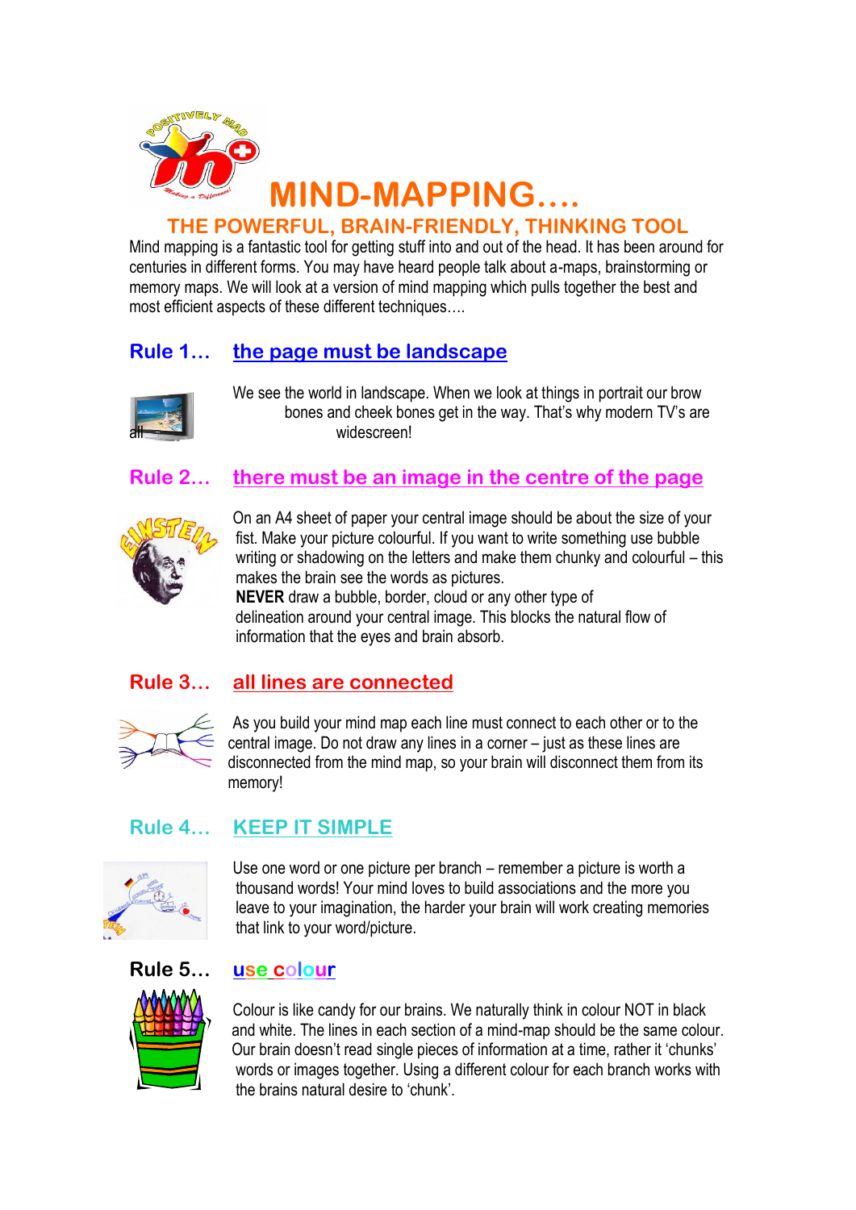# MIND-MAPPING….

## THE POWERFUL, BRAIN-FRIENDLY, THINKING TOOL

Mind mapping is a fantastic tool for getting stuff into and out of the head. It has been around for centuries in different forms. You may have heard people talk about a-maps, brainstorming or memory maps. We will look at a version of mind mapping which pulls together the best and most efficient aspects of these different techniques….

### Rule 1… the page must be landscape

We see the world in landscape. When we look at things in portrait our brow bones and cheek bones get in the way. That's why modern TV's are all widescreen!

### Rule 2… there must be an image in the centre of the page

On an A4 sheet of paper your central image should be about the size of your fist. Make your picture colourful. If you want to write something use bubble writing or shadowing on the letters and make them chunky and colourful – this makes the brain see the words as pictures.

**NEVER** draw a bubble, border, cloud or any other type of delineation around your central image. This blocks the natural flow of information that the eyes and brain absorb.

### Rule 3… all lines are connected

As you build your mind map each line must connect to each other or to the central image. Do not draw any lines in a corner – just as these lines are disconnected from the mind map, so your brain will disconnect them from its memory!

### Rule 4… KEEP IT SIMPLE

Use one word or one picture per branch – remember a picture is worth a thousand words! Your mind loves to build associations and the more you leave to your imagination, the harder your brain will work creating memories that link to your word/picture.

### Rule 5… use colour

Colour is like candy for our brains. We naturally think in colour NOT in black and white. The lines in each section of a mind-map should be the same colour. Our brain doesn't read single pieces of information at a time, rather it 'chunks' words or images together. Using a different colour for each branch works with the brains natural desire to 'chunk'.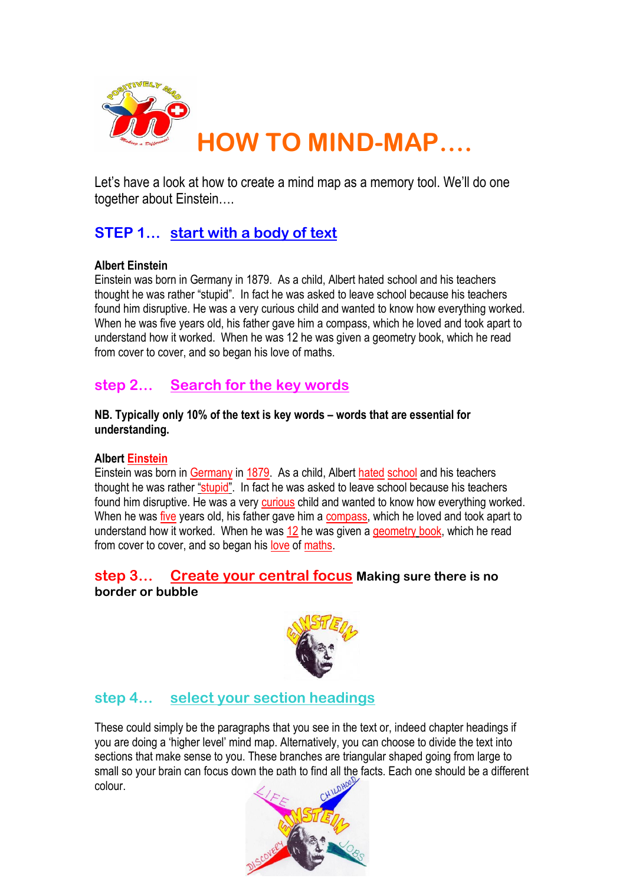# HOW TO MIND-MAP….

Let's have a look at how to create a mind map as a memory tool. We'll do one together about Einstein….

## STEP 1… start with a body of text

**Albert Einstein**

Einstein was born in Germany in 1879. As a child, Albert hated school and his teachers thought he was rather "stupid". In fact he was asked to leave school because his teachers found him disruptive. He was a very curious child and wanted to know how everything worked. When he was five years old, his father gave him a compass, which he loved and took apart to understand how it worked. When he was 12 he was given a geometry book, which he read from cover to cover, and so began his love of maths.

## step 2… Search for the key words

**NB. Typically only 10% of the text is key words – words that are essential for understanding.**

**Albert Einstein**

Einstein was born in Germany in 1879. As a child, Albert hated school and his teachers thought he was rather "stupid". In fact he was asked to leave school because his teachers found him disruptive. He was a very curious child and wanted to know how everything worked. When he was five years old, his father gave him a compass, which he loved and took apart to understand how it worked. When he was 12 he was given a geometry book, which he read from cover to cover, and so began his love of maths.

## step 3… Create your central focus **Making sure there is no border or bubble**

## step 4… select your section headings

These could simply be the paragraphs that you see in the text or, indeed chapter headings if you are doing a 'higher level' mind map. Alternatively, you can choose to divide the text into sections that make sense to you. These branches are triangular shaped going from large to small so your brain can focus down the path to find all the facts. Each one should be a different colour.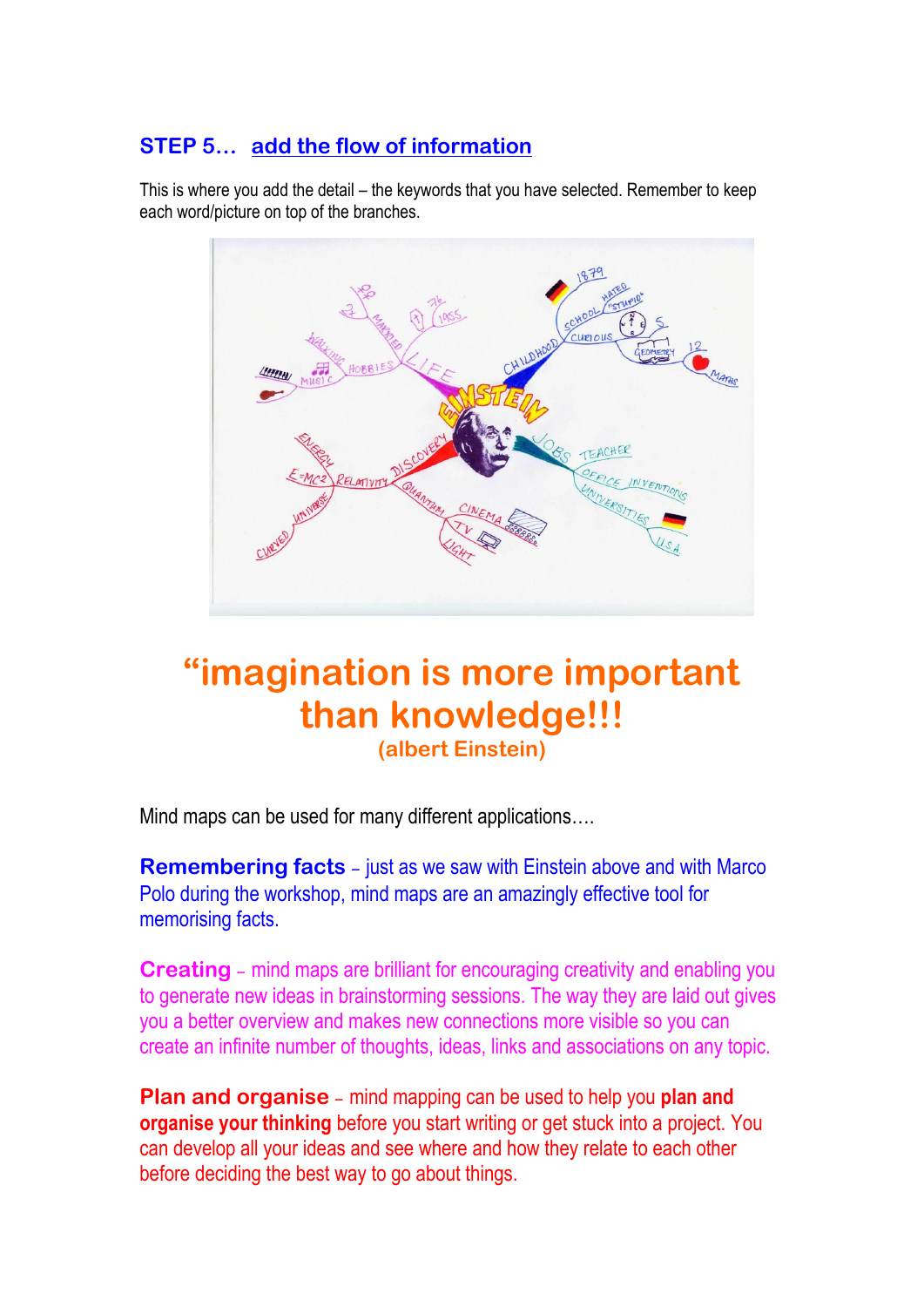## STEP 5… add the flow of information

This is where you add the detail – the keywords that you have selected. Remember to keep each word/picture on top of the branches.

# "imagination is more important than knowledge!!!

(albert Einstein)

Mind maps can be used for many different applications….

**Remembering facts** – just as we saw with Einstein above and with Marco Polo during the workshop, mind maps are an amazingly effective tool for memorising facts.

**Creating** – mind maps are brilliant for encouraging creativity and enabling you to generate new ideas in brainstorming sessions. The way they are laid out gives you a better overview and makes new connections more visible so you can create an infinite number of thoughts, ideas, links and associations on any topic.

**Plan and organise** – mind mapping can be used to help you **plan and organise your thinking** before you start writing or get stuck into a project. You can develop all your ideas and see where and how they relate to each other before deciding the best way to go about things.